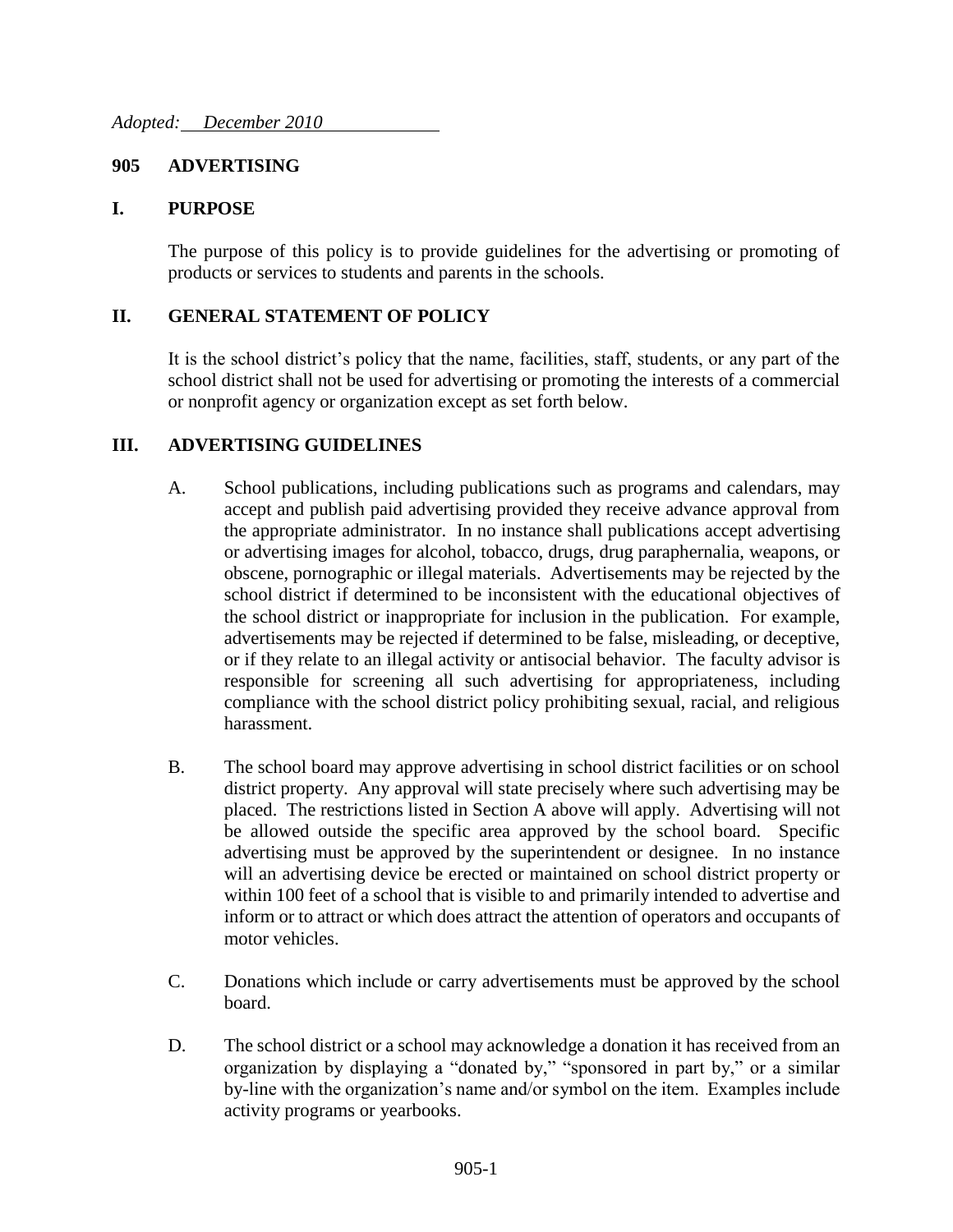*Adopted: December 2010*

# 905 ADVERTISING

## I. PURPOSE

The purpose of this policy is to provide guidelines for the advertising or promoting of products or services to students and parents in the schools.

## II. GENERAL STATEMENT OF POLICY

It is the school district's policy that the name, facilities, staff, students, or any part of the school district shall not be used for advertising or promoting the interests of a commercial or nonprofit agency or organization except as set forth below.

## III. ADVERTISING GUIDELINES

A. School publications, including publications such as programs and calendars, may accept and publish paid advertising provided they receive advance approval from the appropriate administrator. In no instance shall publications accept advertising or advertising images for alcohol, tobacco, drugs, drug paraphernalia, weapons, or obscene, pornographic or illegal materials. Advertisements may be rejected by the school district if determined to be inconsistent with the educational objectives of the school district or inappropriate for inclusion in the publication. For example, advertisements may be rejected if determined to be false, misleading, or deceptive, or if they relate to an illegal activity or antisocial behavior. The faculty advisor is responsible for screening all such advertising for appropriateness, including compliance with the school district policy prohibiting sexual, racial, and religious harassment.

B. The school board may approve advertising in school district facilities or on school district property. Any approval will state precisely where such advertising may be placed. The restrictions listed in Section A above will apply. Advertising will not be allowed outside the specific area approved by the school board. Specific advertising must be approved by the superintendent or designee. In no instance will an advertising device be erected or maintained on school district property or within 100 feet of a school that is visible to and primarily intended to advertise and inform or to attract or which does attract the attention of operators and occupants of motor vehicles.

C. Donations which include or carry advertisements must be approved by the school board.

D. The school district or a school may acknowledge a donation it has received from an organization by displaying a "donated by," "sponsored in part by," or a similar by-line with the organization's name and/or symbol on the item. Examples include activity programs or yearbooks.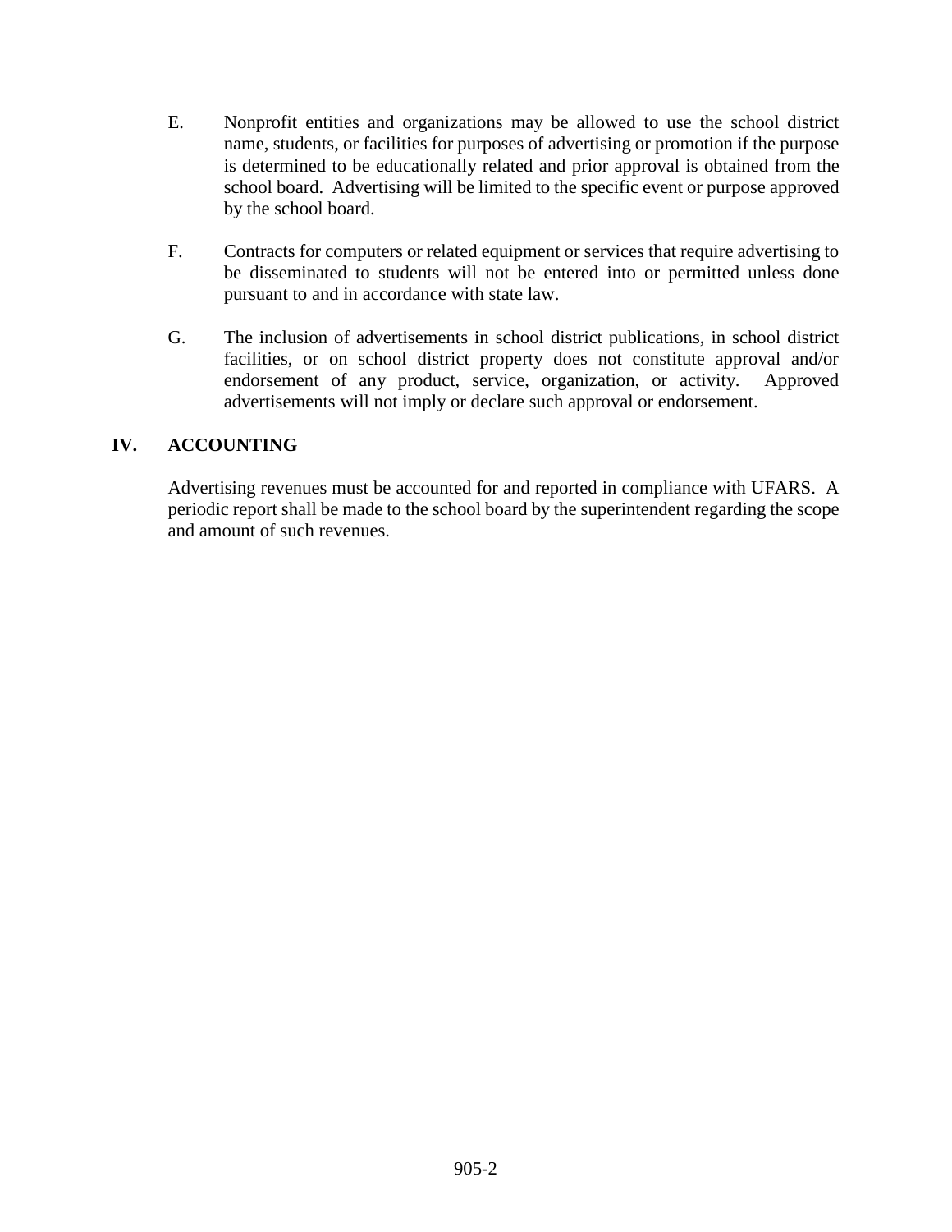E. Nonprofit entities and organizations may be allowed to use the school district name, students, or facilities for purposes of advertising or promotion if the purpose is determined to be educationally related and prior approval is obtained from the school board. Advertising will be limited to the specific event or purpose approved by the school board.

F. Contracts for computers or related equipment or services that require advertising to be disseminated to students will not be entered into or permitted unless done pursuant to and in accordance with state law.

G. The inclusion of advertisements in school district publications, in school district facilities, or on school district property does not constitute approval and/or endorsement of any product, service, organization, or activity. Approved advertisements will not imply or declare such approval or endorsement.

## IV. ACCOUNTING

Advertising revenues must be accounted for and reported in compliance with UFARS. A periodic report shall be made to the school board by the superintendent regarding the scope and amount of such revenues.